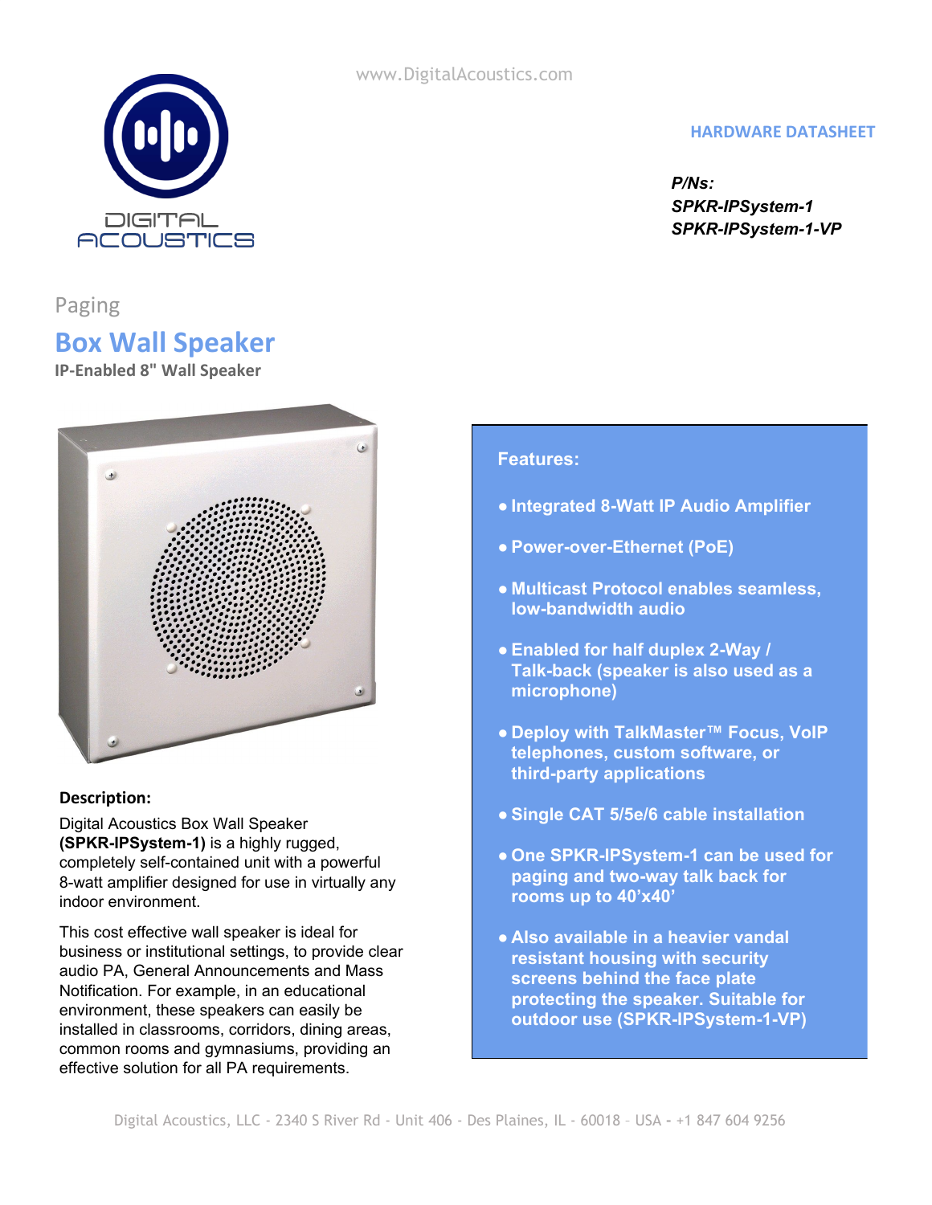www.DigitalAcoustics.com

DIGITAL ACOUSTICS

**HARDWARE DATASHEET**

***P/Ns:***
***SPKR-IPSystem-1***
***SPKR-IPSystem-1-VP***

Paging

# Box Wall Speaker

**IP-Enabled 8" Wall Speaker**

### Features:

- **Integrated 8-Watt IP Audio Amplifier**
- **Power-over-Ethernet (PoE)**
- **Multicast Protocol enables seamless, low-bandwidth audio**
- **Enabled for half duplex 2-Way / Talk-back (speaker is also used as a microphone)**
- **Deploy with TalkMaster™ Focus, VoIP telephones, custom software, or third-party applications**
- **Single CAT 5/5e/6 cable installation**
- **One SPKR-IPSystem-1 can be used for paging and two-way talk back for rooms up to 40'x40'**
- **Also available in a heavier vandal resistant housing with security screens behind the face plate protecting the speaker. Suitable for outdoor use (SPKR-IPSystem-1-VP)**

### Description:

Digital Acoustics Box Wall Speaker **(SPKR-IPSystem-1)** is a highly rugged, completely self-contained unit with a powerful 8-watt amplifier designed for use in virtually any indoor environment.

This cost effective wall speaker is ideal for business or institutional settings, to provide clear audio PA, General Announcements and Mass Notification. For example, in an educational environment, these speakers can easily be installed in classrooms, corridors, dining areas, common rooms and gymnasiums, providing an effective solution for all PA requirements.

Digital Acoustics, LLC - 2340 S River Rd - Unit 406 - Des Plaines, IL - 60018 – USA - +1 847 604 9256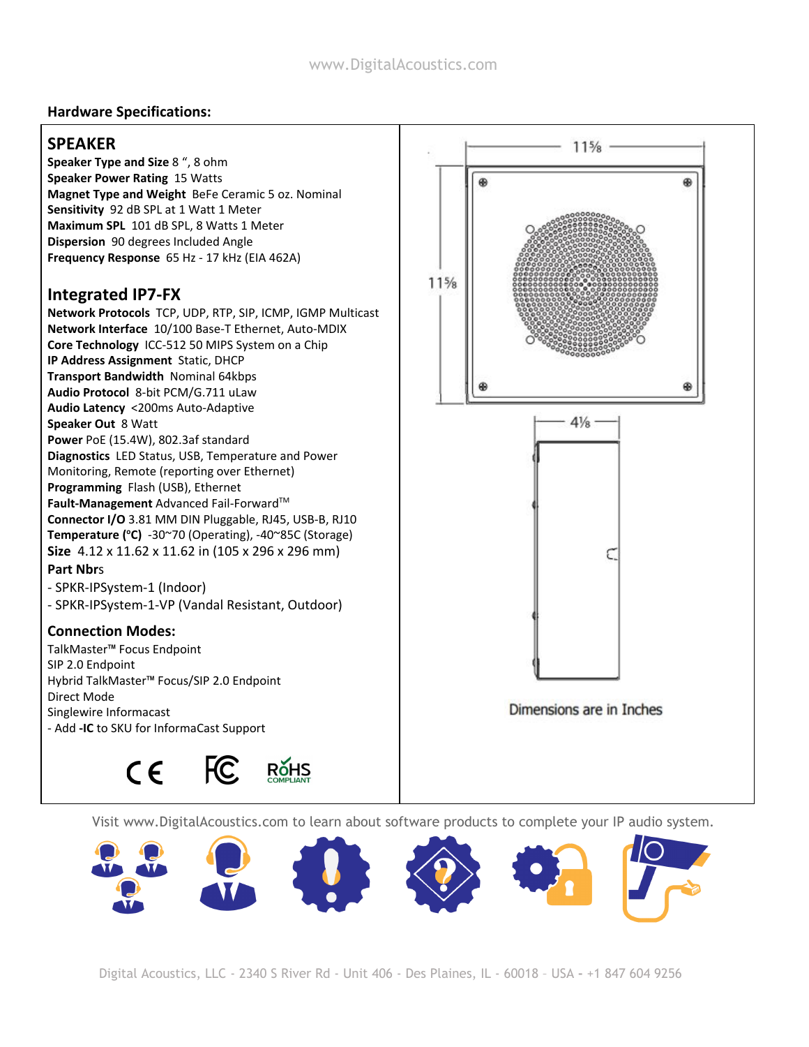## Hardware Specifications:

### SPEAKER

**Speaker Type and Size** 8 ", 8 ohm
**Speaker Power Rating** 15 Watts
**Magnet Type and Weight** BeFe Ceramic 5 oz. Nominal
**Sensitivity** 92 dB SPL at 1 Watt 1 Meter
**Maximum SPL** 101 dB SPL, 8 Watts 1 Meter
**Dispersion** 90 degrees Included Angle
**Frequency Response** 65 Hz - 17 kHz (EIA 462A)

### Integrated IP7-FX

**Network Protocols** TCP, UDP, RTP, SIP, ICMP, IGMP Multicast
**Network Interface** 10/100 Base-T Ethernet, Auto-MDIX
**Core Technology** ICC-512 50 MIPS System on a Chip
**IP Address Assignment** Static, DHCP
**Transport Bandwidth** Nominal 64kbps
**Audio Protocol** 8-bit PCM/G.711 uLaw
**Audio Latency** <200ms Auto-Adaptive
**Speaker Out** 8 Watt
**Power** PoE (15.4W), 802.3af standard
**Diagnostics** LED Status, USB, Temperature and Power Monitoring, Remote (reporting over Ethernet)
**Programming** Flash (USB), Ethernet
**Fault-Management** Advanced Fail-Forward™
**Connector I/O** 3.81 MM DIN Pluggable, RJ45, USB-B, RJ10
**Temperature (°C)** -30~70 (Operating), -40~85C (Storage)
**Size** 4.12 x 11.62 x 11.62 in (105 x 296 x 296 mm)
**Part Nbr**s
- SPKR-IPSystem-1 (Indoor)
- SPKR-IPSystem-1-VP (Vandal Resistant, Outdoor)

### Connection Modes:

TalkMaster™ Focus Endpoint
SIP 2.0 Endpoint
Hybrid TalkMaster™ Focus/SIP 2.0 Endpoint
Direct Mode
Singlewire Informacast
- Add **-IC** to SKU for InformaCast Support

CE FC RoHS COMPLIANT

11⅝
11⅝
4⅛

Dimensions are in Inches

Visit www.DigitalAcoustics.com to learn about software products to complete your IP audio system.

Digital Acoustics, LLC - 2340 S River Rd - Unit 406 - Des Plaines, IL - 60018 – USA - +1 847 604 9256